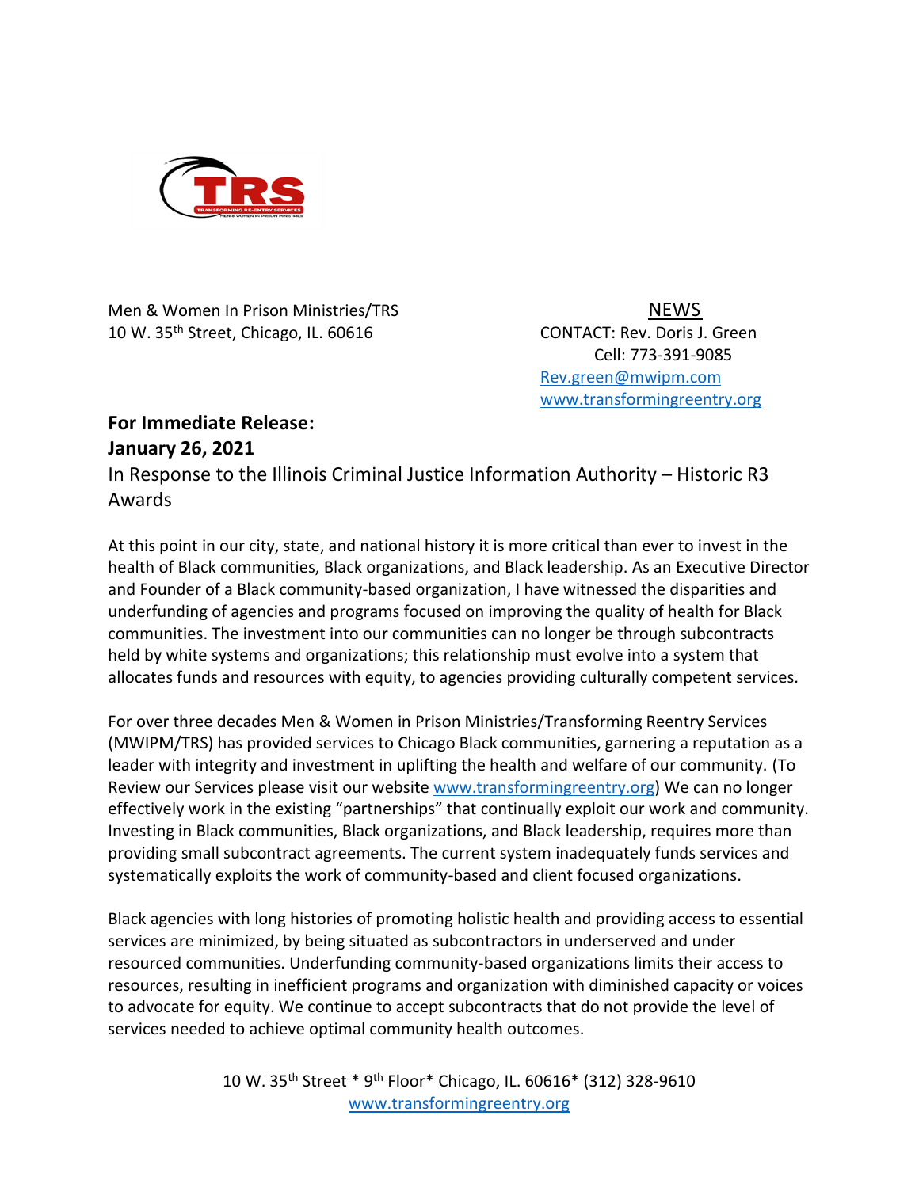Men & Women In Prison Ministries/TRS
10 W. 35th Street, Chicago, IL. 60616

NEWS

CONTACT: Rev. Doris J. Green
Cell: 773-391-9085
Rev.green@mwipm.com
www.transformingreentry.org

**For Immediate Release:**
**January 26, 2021**

In Response to the Illinois Criminal Justice Information Authority – Historic R3 Awards

At this point in our city, state, and national history it is more critical than ever to invest in the health of Black communities, Black organizations, and Black leadership. As an Executive Director and Founder of a Black community-based organization, I have witnessed the disparities and underfunding of agencies and programs focused on improving the quality of health for Black communities. The investment into our communities can no longer be through subcontracts held by white systems and organizations; this relationship must evolve into a system that allocates funds and resources with equity, to agencies providing culturally competent services.

For over three decades Men & Women in Prison Ministries/Transforming Reentry Services (MWIPM/TRS) has provided services to Chicago Black communities, garnering a reputation as a leader with integrity and investment in uplifting the health and welfare of our community. (To Review our Services please visit our website www.transformingreentry.org) We can no longer effectively work in the existing "partnerships" that continually exploit our work and community. Investing in Black communities, Black organizations, and Black leadership, requires more than providing small subcontract agreements. The current system inadequately funds services and systematically exploits the work of community-based and client focused organizations.

Black agencies with long histories of promoting holistic health and providing access to essential services are minimized, by being situated as subcontractors in underserved and under resourced communities. Underfunding community-based organizations limits their access to resources, resulting in inefficient programs and organization with diminished capacity or voices to advocate for equity. We continue to accept subcontracts that do not provide the level of services needed to achieve optimal community health outcomes.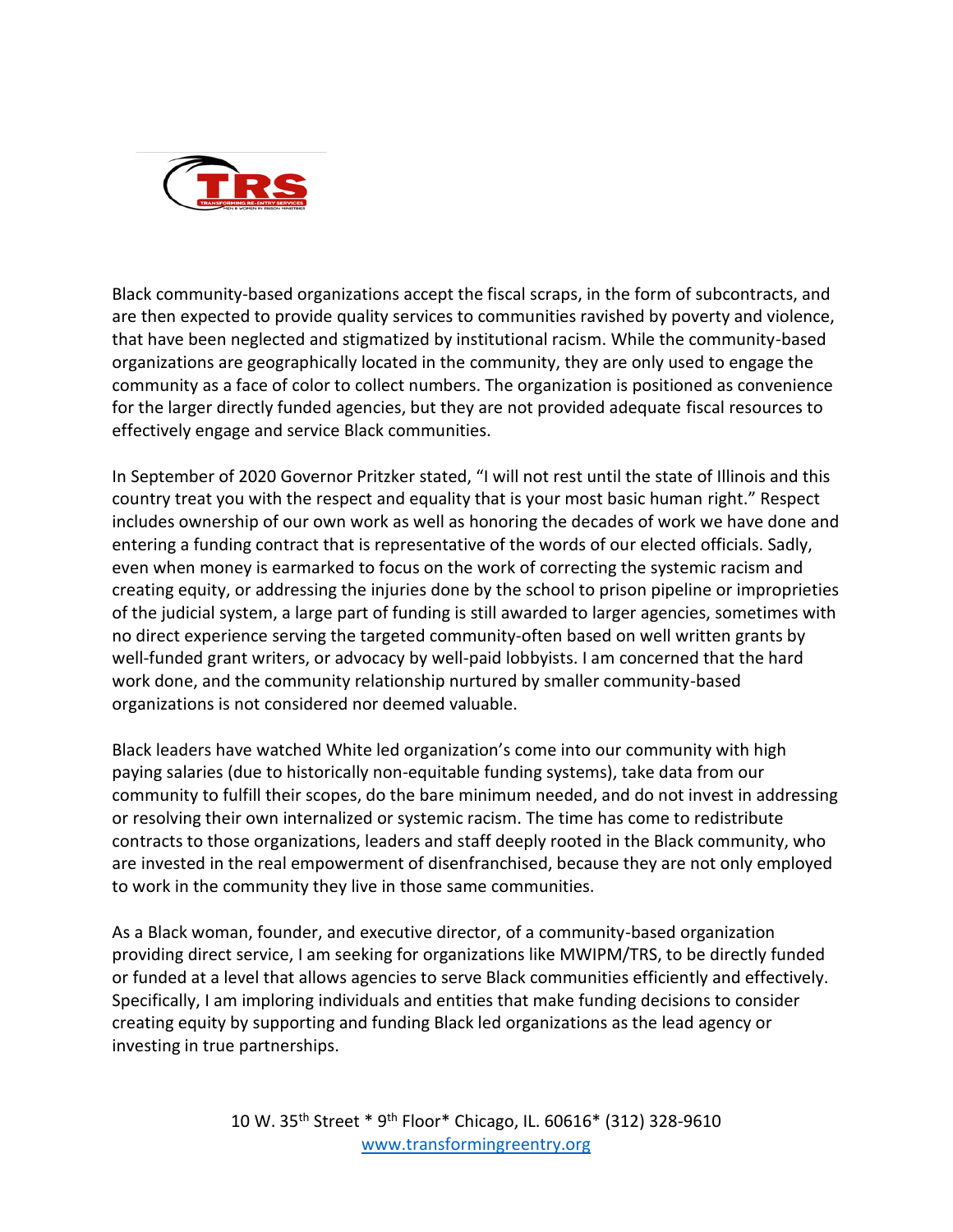Black community-based organizations accept the fiscal scraps, in the form of subcontracts, and are then expected to provide quality services to communities ravished by poverty and violence, that have been neglected and stigmatized by institutional racism. While the community-based organizations are geographically located in the community, they are only used to engage the community as a face of color to collect numbers. The organization is positioned as convenience for the larger directly funded agencies, but they are not provided adequate fiscal resources to effectively engage and service Black communities.

In September of 2020 Governor Pritzker stated, "I will not rest until the state of Illinois and this country treat you with the respect and equality that is your most basic human right." Respect includes ownership of our own work as well as honoring the decades of work we have done and entering a funding contract that is representative of the words of our elected officials. Sadly, even when money is earmarked to focus on the work of correcting the systemic racism and creating equity, or addressing the injuries done by the school to prison pipeline or improprieties of the judicial system, a large part of funding is still awarded to larger agencies, sometimes with no direct experience serving the targeted community-often based on well written grants by well-funded grant writers, or advocacy by well-paid lobbyists. I am concerned that the hard work done, and the community relationship nurtured by smaller community-based organizations is not considered nor deemed valuable.

Black leaders have watched White led organization's come into our community with high paying salaries (due to historically non-equitable funding systems), take data from our community to fulfill their scopes, do the bare minimum needed, and do not invest in addressing or resolving their own internalized or systemic racism. The time has come to redistribute contracts to those organizations, leaders and staff deeply rooted in the Black community, who are invested in the real empowerment of disenfranchised, because they are not only employed to work in the community they live in those same communities.

As a Black woman, founder, and executive director, of a community-based organization providing direct service, I am seeking for organizations like MWIPM/TRS, to be directly funded or funded at a level that allows agencies to serve Black communities efficiently and effectively. Specifically, I am imploring individuals and entities that make funding decisions to consider creating equity by supporting and funding Black led organizations as the lead agency or investing in true partnerships.

10 W. 35th Street * 9th Floor* Chicago, IL. 60616* (312) 328-9610
www.transformingreentry.org